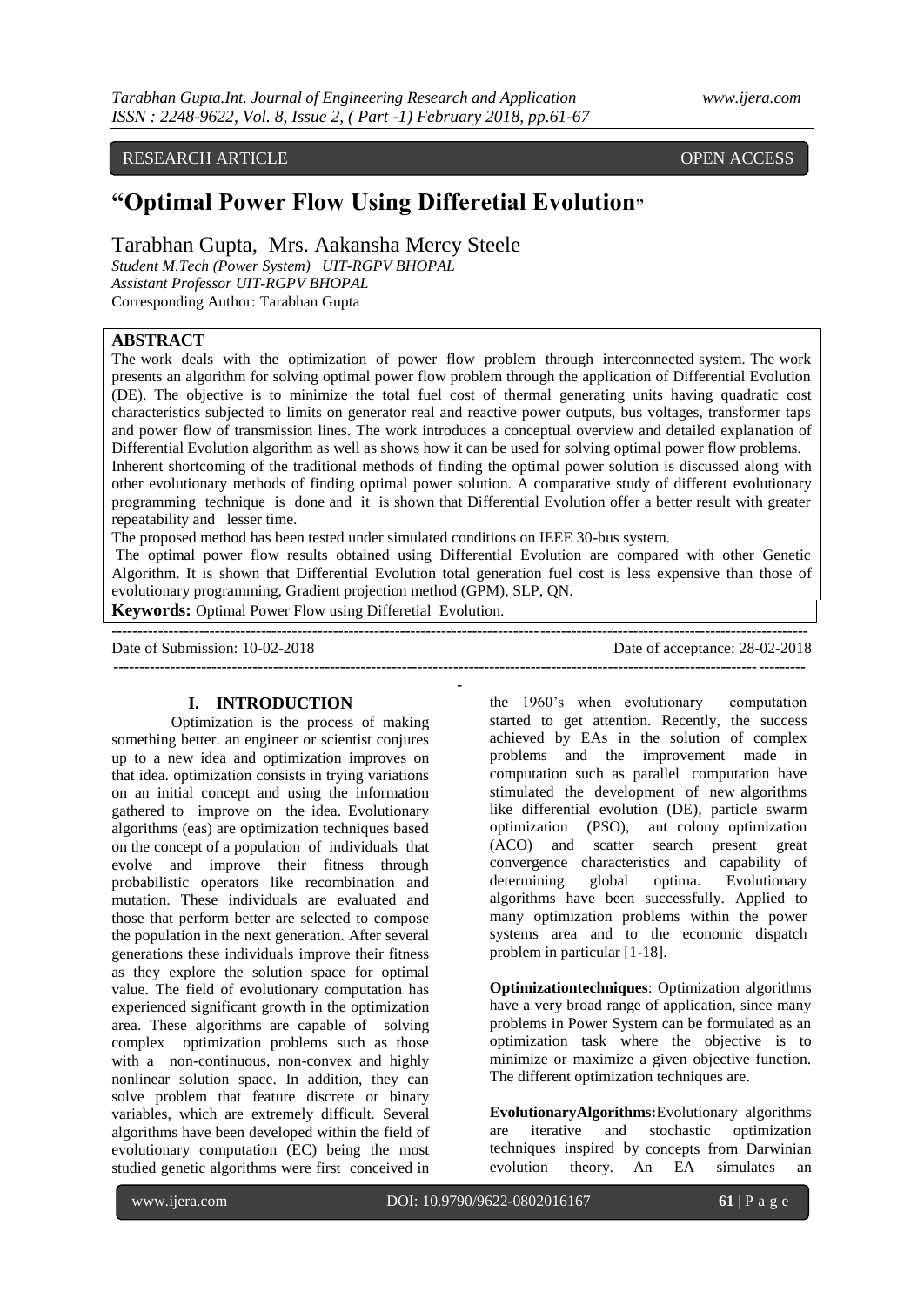RESEARCH ARTICLE OPEN ACCESS

# "Optimal Power Flow Using Differetial Evolution"

Tarabhan Gupta, Mrs. Aakansha Mercy Steele

*Student M.Tech (Power System) UIT-RGPV BHOPAL*
*Assistant Professor UIT-RGPV BHOPAL*
Corresponding Author: Tarabhan Gupta

## ABSTRACT

The work deals with the optimization of power flow problem through interconnected system. The work presents an algorithm for solving optimal power flow problem through the application of Differential Evolution (DE). The objective is to minimize the total fuel cost of thermal generating units having quadratic cost characteristics subjected to limits on generator real and reactive power outputs, bus voltages, transformer taps and power flow of transmission lines. The work introduces a conceptual overview and detailed explanation of Differential Evolution algorithm as well as shows how it can be used for solving optimal power flow problems. Inherent shortcoming of the traditional methods of finding the optimal power solution is discussed along with other evolutionary methods of finding optimal power solution. A comparative study of different evolutionary programming technique is done and it is shown that Differential Evolution offer a better result with greater repeatability and lesser time.

The proposed method has been tested under simulated conditions on IEEE 30-bus system.

The optimal power flow results obtained using Differential Evolution are compared with other Genetic Algorithm. It is shown that Differential Evolution total generation fuel cost is less expensive than those of evolutionary programming, Gradient projection method (GPM), SLP, QN.

**Keywords:** Optimal Power Flow using Differetial Evolution.

Date of Submission: 10-02-2018 Date of acceptance: 28-02-2018

## I. INTRODUCTION

Optimization is the process of making something better. an engineer or scientist conjures up to a new idea and optimization improves on that idea. optimization consists in trying variations on an initial concept and using the information gathered to improve on the idea. Evolutionary algorithms (eas) are optimization techniques based on the concept of a population of individuals that evolve and improve their fitness through probabilistic operators like recombination and mutation. These individuals are evaluated and those that perform better are selected to compose the population in the next generation. After several generations these individuals improve their fitness as they explore the solution space for optimal value. The field of evolutionary computation has experienced significant growth in the optimization area. These algorithms are capable of solving complex optimization problems such as those with a non-continuous, non-convex and highly nonlinear solution space. In addition, they can solve problem that feature discrete or binary variables, which are extremely difficult. Several algorithms have been developed within the field of evolutionary computation (EC) being the most studied genetic algorithms were first conceived in the 1960's when evolutionary computation started to get attention. Recently, the success achieved by EAs in the solution of complex problems and the improvement made in computation such as parallel computation have stimulated the development of new algorithms like differential evolution (DE), particle swarm optimization (PSO), ant colony optimization (ACO) and scatter search present great convergence characteristics and capability of determining global optima. Evolutionary algorithms have been successfully. Applied to many optimization problems within the power systems area and to the economic dispatch problem in particular [1-18].

**Optimizationtechniques**: Optimization algorithms have a very broad range of application, since many problems in Power System can be formulated as an optimization task where the objective is to minimize or maximize a given objective function. The different optimization techniques are.

**EvolutionaryAlgorithms:**Evolutionary algorithms are iterative and stochastic optimization techniques inspired by concepts from Darwinian evolution theory. An EA simulates an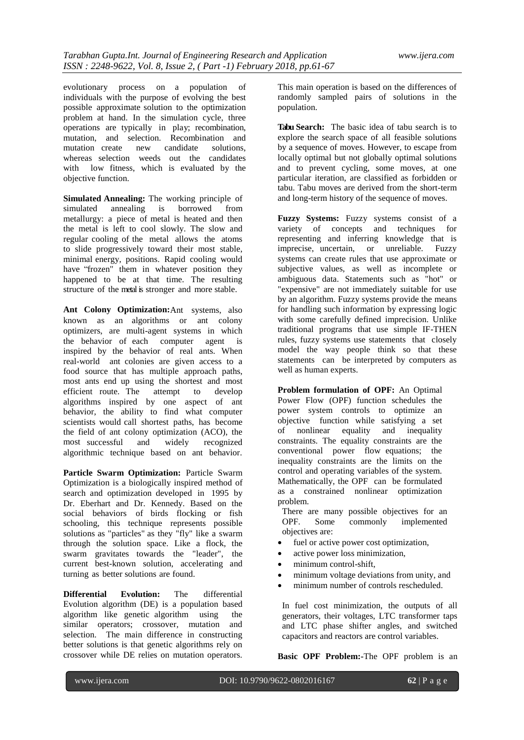evolutionary process on a population of individuals with the purpose of evolving the best possible approximate solution to the optimization problem at hand. In the simulation cycle, three operations are typically in play; recombination, mutation, and selection. Recombination and mutation create new candidate solutions, whereas selection weeds out the candidates with low fitness, which is evaluated by the objective function.

**Simulated Annealing:** The working principle of simulated annealing is borrowed from metallurgy: a piece of metal is heated and then the metal is left to cool slowly. The slow and regular cooling of the metal allows the atoms to slide progressively toward their most stable, minimal energy, positions. Rapid cooling would have "frozen" them in whatever position they happened to be at that time. The resulting structure of the metal is stronger and more stable.

**Ant Colony Optimization:** Ant systems, also known as an algorithms or ant colony optimizers, are multi-agent systems in which the behavior of each computer agent is inspired by the behavior of real ants. When real-world ant colonies are given access to a food source that has multiple approach paths, most ants end up using the shortest and most efficient route. The attempt to develop algorithms inspired by one aspect of ant behavior, the ability to find what computer scientists would call shortest paths, has become the field of ant colony optimization (ACO), the most successful and widely recognized algorithmic technique based on ant behavior.

**Particle Swarm Optimization:** Particle Swarm Optimization is a biologically inspired method of search and optimization developed in 1995 by Dr. Eberhart and Dr. Kennedy. Based on the social behaviors of birds flocking or fish schooling, this technique represents possible solutions as "particles" as they "fly" like a swarm through the solution space. Like a flock, the swarm gravitates towards the "leader", the current best-known solution, accelerating and turning as better solutions are found.

**Differential Evolution:** The differential Evolution algorithm (DE) is a population based algorithm like genetic algorithm using the similar operators; crossover, mutation and selection. The main difference in constructing better solutions is that genetic algorithms rely on crossover while DE relies on mutation operators. This main operation is based on the differences of randomly sampled pairs of solutions in the population.

**Tabu Search:** The basic idea of tabu search is to explore the search space of all feasible solutions by a sequence of moves. However, to escape from locally optimal but not globally optimal solutions and to prevent cycling, some moves, at one particular iteration, are classified as forbidden or tabu. Tabu moves are derived from the short-term and long-term history of the sequence of moves.

**Fuzzy Systems:** Fuzzy systems consist of a variety of concepts and techniques for representing and inferring knowledge that is imprecise, uncertain, or unreliable. Fuzzy systems can create rules that use approximate or subjective values, as well as incomplete or ambiguous data. Statements such as "hot" or "expensive" are not immediately suitable for use by an algorithm. Fuzzy systems provide the means for handling such information by expressing logic with some carefully defined imprecision. Unlike traditional programs that use simple IF-THEN rules, fuzzy systems use statements that closely model the way people think so that these statements can be interpreted by computers as well as human experts.

**Problem formulation of OPF:** An Optimal Power Flow (OPF) function schedules the power system controls to optimize an objective function while satisfying a set of nonlinear equality and inequality constraints. The equality constraints are the conventional power flow equations; the inequality constraints are the limits on the control and operating variables of the system. Mathematically, the OPF can be formulated as a constrained nonlinear optimization problem.

There are many possible objectives for an OPF. Some commonly implemented objectives are:

- fuel or active power cost optimization,
- active power loss minimization,
- minimum control-shift,
- minimum voltage deviations from unity, and
- minimum number of controls rescheduled.

In fuel cost minimization, the outputs of all generators, their voltages, LTC transformer taps and LTC phase shifter angles, and switched capacitors and reactors are control variables.

**Basic OPF Problem:-** The OPF problem is an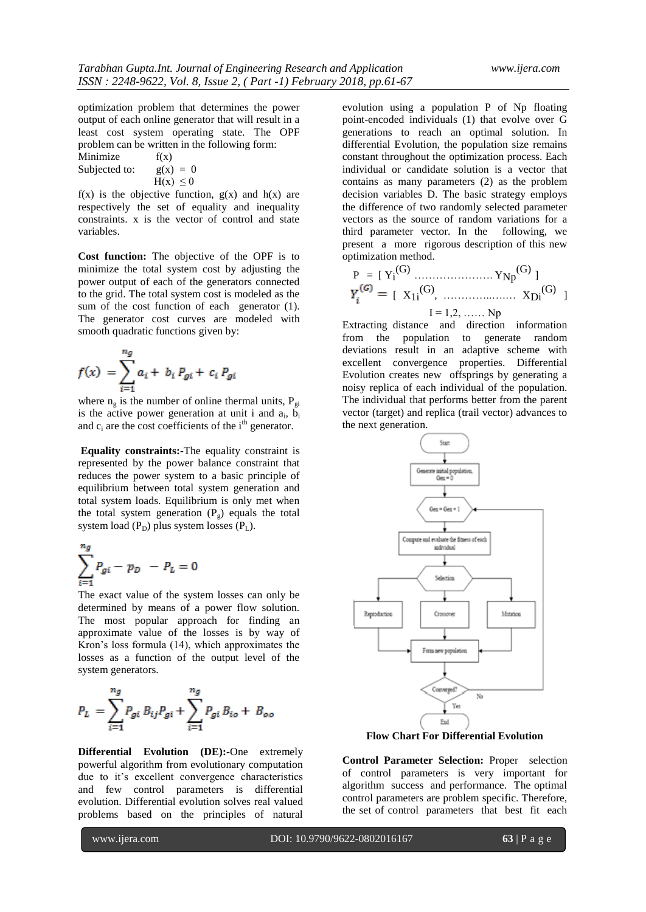optimization problem that determines the power output of each online generator that will result in a least cost system operating state. The OPF problem can be written in the following form:

Minimize $f(x)$

Subjected to: $g(x) = 0$

$H(x) \leq 0$

$f(x)$ is the objective function, $g(x)$ and $h(x)$ are respectively the set of equality and inequality constraints. x is the vector of control and state variables.

**Cost function:** The objective of the OPF is to minimize the total system cost by adjusting the power output of each of the generators connected to the grid. The total system cost is modeled as the sum of the cost function of each generator (1). The generator cost curves are modeled with smooth quadratic functions given by:

$$f(x) = \sum_{i=1}^{n_g} a_i + b_i P_{gi} + c_i P_{gi}$$

where $n_g$ is the number of online thermal units, $P_{gi}$ is the active power generation at unit i and $a_i$, $b_i$ and $c_i$ are the cost coefficients of the i[th] generator.

**Equality constraints:-**The equality constraint is represented by the power balance constraint that reduces the power system to a basic principle of equilibrium between total system generation and total system loads. Equilibrium is only met when the total system generation ($P_g$) equals the total system load ($P_D$) plus system losses ($P_L$).

$$\sum_{i=1}^{n_g} P_{gi} - p_D - P_L = 0$$

The exact value of the system losses can only be determined by means of a power flow solution. The most popular approach for finding an approximate value of the losses is by way of Kron's loss formula (14), which approximates the losses as a function of the output level of the system generators.

$$P_L = \sum_{i=1}^{n_g} P_{gi} B_{ij} P_{gi} + \sum_{i=1}^{n_g} P_{gi} B_{io} + B_{oo}$$

**Differential Evolution (DE):-**One extremely powerful algorithm from evolutionary computation due to it's excellent convergence characteristics and few control parameters is differential evolution. Differential evolution solves real valued problems based on the principles of natural evolution using a population P of Np floating point-encoded individuals (1) that evolve over G generations to reach an optimal solution. In differential Evolution, the population size remains constant throughout the optimization process. Each individual or candidate solution is a vector that contains as many parameters (2) as the problem decision variables D. The basic strategy employs the difference of two randomly selected parameter vectors as the source of random variations for a third parameter vector. In the following, we present a more rigorous description of this new optimization method.

$$P = [\, Y_i^{(G)} \ldots\ldots\ldots\ldots\ldots\ldots\ldots Y_{Np}^{(G)} \,]$$

$$Y_i^{(G)} = [\, X_{1i}^{(G)}, \ldots\ldots\ldots\ldots\ldots\ldots X_{Di}^{(G)} \,]$$

$$I = 1,2, \ldots\ldots Np$$

Extracting distance and direction information from the population to generate random deviations result in an adaptive scheme with excellent convergence properties. Differential Evolution creates new offsprings by generating a noisy replica of each individual of the population. The individual that performs better from the parent vector (target) and replica (trail vector) advances to the next generation.

```
Start
  ↓
Generate initial population, Gen = 0
  ↓
Gen = Gen + 1  ←──────────────────────┐
  ↓                                   │
Compute and evaluate the fitness of   │
each individual                       │
  ↓                                   │
Selection                             │
  ↓          ↓           ↓            │
Reproduction Crossover   Mutation     │
  ↓          ↓           ↓            │
Form new population                   │
  ↓                                   │
Converged? ── No ─────────────────────┘
  ↓ Yes
End
```

**Flow Chart For Differential Evolution**

**Control Parameter Selection:** Proper selection of control parameters is very important for algorithm success and performance. The optimal control parameters are problem specific. Therefore, the set of control parameters that best fit each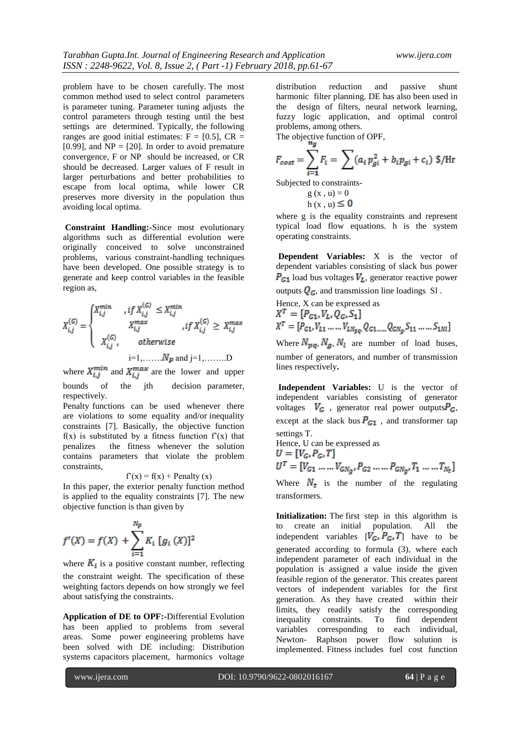problem have to be chosen carefully. The most common method used to select control parameters is parameter tuning. Parameter tuning adjusts the control parameters through testing until the best settings are determined. Typically, the following ranges are good initial estimates: F = [0.5], CR = [0.99], and NP = [20]. In order to avoid premature convergence, F or NP should be increased, or CR should be decreased. Larger values of F result in larger perturbations and better probabilities to escape from local optima, while lower CR preserves more diversity in the population thus avoiding local optima.

**Constraint Handling:-**Since most evolutionary algorithms such as differential evolution were originally conceived to solve unconstrained problems, various constraint-handling techniques have been developed. One possible strategy is to generate and keep control variables in the feasible region as,

$$X_{i,j}^{(G)} = \begin{cases} X_{i,j}^{min} & , if\ X_{i,j}^{(G)} \leq X_{i,j}^{min} \\ X_{i,j}^{max} & , if\ X_{i,j}^{(G)} \geq X_{i,j}^{max} \\ X_{i,j}^{(G)}, & otherwise \end{cases}$$

i=1,…….$N_p$ and j=1,……..D

where $X_{i,j}^{min}$ and $X_{i,j}^{max}$ are the lower and upper bounds of the jth decision parameter, respectively.

Penalty functions can be used whenever there are violations to some equality and/or inequality constraints [7]. Basically, the objective function f(x) is substituted by a fitness function f'(x) that penalizes the fitness whenever the solution contains parameters that violate the problem constraints,

$$f'(x) = f(x) + \text{Penalty}(x)$$

In this paper, the exterior penalty function method is applied to the equality constraints [7]. The new objective function is than given by

$$f'(X) = f(X) + \sum_{i=1}^{N_p} K_i\,[g_i\,(X)]^2$$

where $K_i$ is a positive constant number, reflecting the constraint weight. The specification of these weighting factors depends on how strongly we feel about satisfying the constraints.

**Application of DE to OPF:-**Differential Evolution has been applied to problems from several areas. Some power engineering problems have been solved with DE including: Distribution systems capacitors placement, harmonics voltage distribution reduction and passive shunt harmonic filter planning. DE has also been used in the design of filters, neural network learning, fuzzy logic application, and optimal control problems, among others.

The objective function of OPF,

$$F_{cost} = \sum_{i=1}^{n_g} F_i = \sum (a_i p_{gi}^2 + b_i p_{gi} + c_i)\ \$/\text{Hr}$$

Subjected to constraints-

$g\ (x\ ,\ u) = 0$

$h\ (x\ ,\ u) \leq 0$

where g is the equality constraints and represent typical load flow equations. h is the system operating constraints.

**Dependent Variables:** X is the vector of dependent variables consisting of slack bus power $P_{G1}$ load bus voltages $V_L$, generator reactive power outputs $Q_G$, and transmission line loadings Sl .

Hence, X can be expressed as

$$X^T = [P_{G1}, V_L, Q_G, S_1]$$

$$X^T = [P_{G1}, V_{L1} \dots\dots V_{LN_{pq}}, Q_{G1} \dots\dots Q_{GN_g}, S_{11} \dots\dots S_{1Nl}]$$

Where $N_{pq}$, $N_g$, $N_l$ are number of load buses, number of generators, and number of transmission lines respectively**.**

**Independent Variables:** U is the vector of independent variables consisting of generator voltages $V_G$ , generator real power outputs $P_G$, except at the slack bus $P_{G1}$ , and transformer tap settings T.

Hence, U can be expressed as

$$U = [V_G, P_G, T]$$

$$U^T = [V_{G1} \dots\dots V_{GN_g}, P_{G2} \dots\dots P_{GN_g}, T_1 \dots\dots T_{N_t}]$$

Where $N_t$ is the number of the regulating transformers.

**Initialization:** The first step in this algorithm is to create an initial population. All the independent variables $[V_G, P_G, T]$ have to be generated according to formula (3), where each independent parameter of each individual in the population is assigned a value inside the given feasible region of the generator. This creates parent vectors of independent variables for the first generation. As they have created within their limits, they readily satisfy the corresponding inequality constraints. To find dependent variables corresponding to each individual, Newton- Raphson power flow solution is implemented. Fitness includes fuel cost function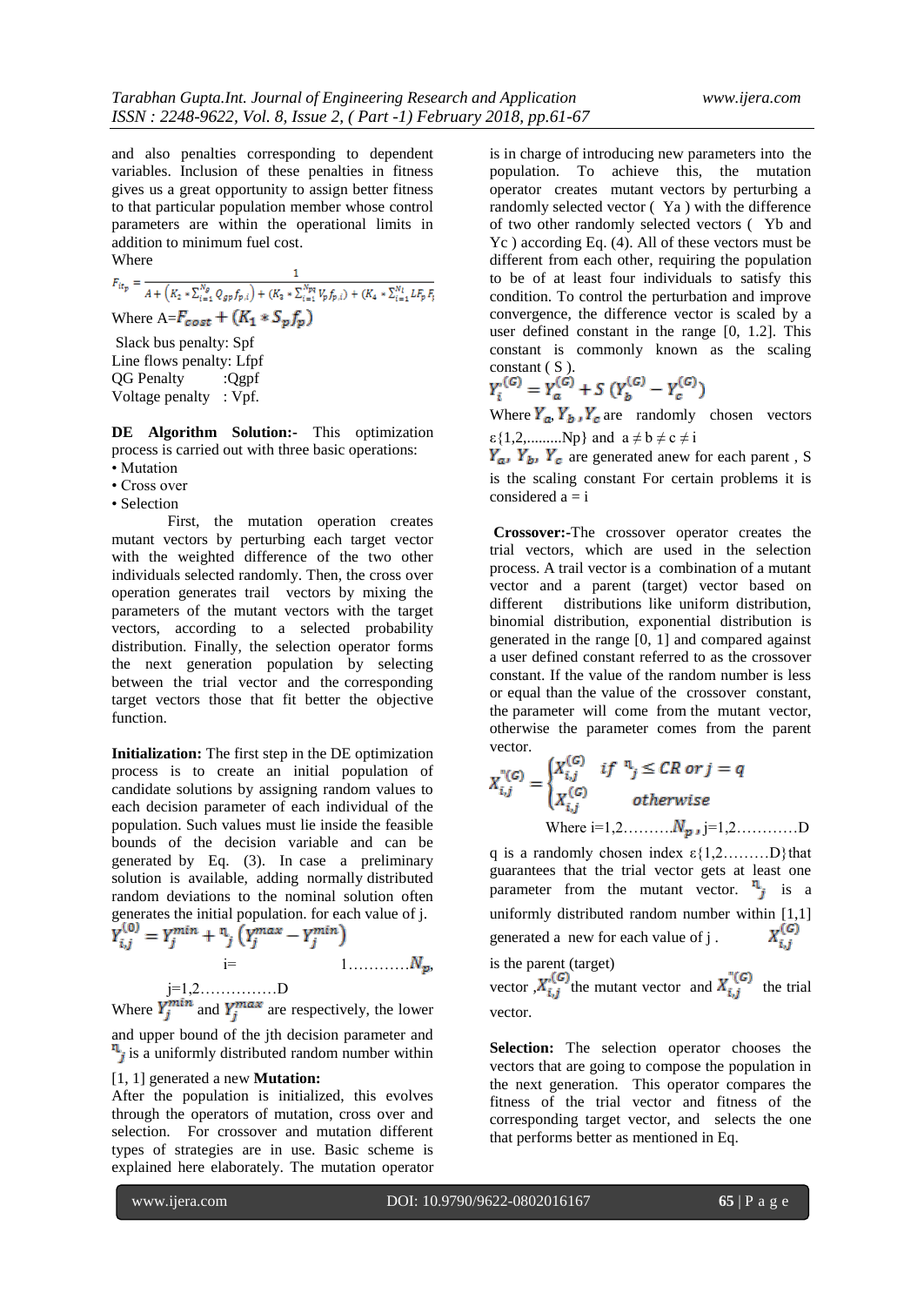and also penalties corresponding to dependent variables. Inclusion of these penalties in fitness gives us a great opportunity to assign better fitness to that particular population member whose control parameters are within the operational limits in addition to minimum fuel cost.

Where

$$F_{it_p} = \frac{1}{A + \left(K_2 * \sum_{i=1}^{N_g} Q_{gp} f_{p,i}\right) + \left(K_3 * \sum_{i=1}^{N_{pq}} V_p f_{p,i}\right) + \left(K_4 * \sum_{i=1}^{N_l} LF_p F_i\right)}$$

Where $A = F_{cost} + (K_1 * S_p f_p)$

Slack bus penalty: Spf
Line flows penalty: Lfpf
QG Penalty :Qgpf
Voltage penalty : Vpf.

**DE Algorithm Solution:-** This optimization process is carried out with three basic operations:

- Mutation
- Cross over
- Selection

First, the mutation operation creates mutant vectors by perturbing each target vector with the weighted difference of the two other individuals selected randomly. Then, the cross over operation generates trail vectors by mixing the parameters of the mutant vectors with the target vectors, according to a selected probability distribution. Finally, the selection operator forms the next generation population by selecting between the trial vector and the corresponding target vectors those that fit better the objective function.

**Initialization:** The first step in the DE optimization process is to create an initial population of candidate solutions by assigning random values to each decision parameter of each individual of the population. Such values must lie inside the feasible bounds of the decision variable and can be generated by Eq. (3). In case a preliminary solution is available, adding normally distributed random deviations to the nominal solution often generates the initial population. for each value of j.

$$Y_{i,j}^{(0)} = Y_j^{min} + \eta_j \left(Y_j^{max} - Y_j^{min}\right)$$

i= 1…………$N_p$,

j=1,2……………D

Where $Y_j^{min}$ and $Y_j^{max}$ are respectively, the lower and upper bound of the jth decision parameter and $\eta_j$ is a uniformly distributed random number within [1, 1] generated a new **Mutation:**

After the population is initialized, this evolves through the operators of mutation, cross over and selection. For crossover and mutation different types of strategies are in use. Basic scheme is explained here elaborately. The mutation operator is in charge of introducing new parameters into the population. To achieve this, the mutation operator creates mutant vectors by perturbing a randomly selected vector ( Ya ) with the difference of two other randomly selected vectors ( Yb and Yc ) according Eq. (4). All of these vectors must be different from each other, requiring the population to be of at least four individuals to satisfy this condition. To control the perturbation and improve convergence, the difference vector is scaled by a user defined constant in the range [0, 1.2]. This constant is commonly known as the scaling constant ( S ).

$$Y_i^{(G)} = Y_a^{(G)} + S\left(Y_b^{(G)} - Y_c^{(G)}\right)$$

Where $Y_a, Y_b, Y_c$ are randomly chosen vectors ε{1,2,.........Np} and $a \neq b \neq c \neq i$

$Y_a, Y_b, Y_c$ are generated anew for each parent , S is the scaling constant For certain problems it is considered a = i

**Crossover:-**The crossover operator creates the trial vectors, which are used in the selection process. A trail vector is a combination of a mutant vector and a parent (target) vector based on different distributions like uniform distribution, binomial distribution, exponential distribution is generated in the range [0, 1] and compared against a user defined constant referred to as the crossover constant. If the value of the random number is less or equal than the value of the crossover constant, the parameter will come from the mutant vector, otherwise the parameter comes from the parent vector.

$$X_{i,j}^{''(G)} = \begin{cases} X_{i,j}^{'(G)} & if\ \eta_j \leq CR\ or\ j = q \\ X_{i,j}^{(G)} & otherwise \end{cases}$$

Where i=1,2……….$N_p$ , j=1,2…………D

q is a randomly chosen index ε{1,2………D}that guarantees that the trial vector gets at least one parameter from the mutant vector. $\eta_j$ is a uniformly distributed random number within [1,1] generated a new for each value of j . $X_{i,j}^{(G)}$ is the parent (target) vector ,$X_{i,j}^{'(G)}$ the mutant vector and $X_{i,j}^{''(G)}$ the trial vector.

**Selection:** The selection operator chooses the vectors that are going to compose the population in the next generation. This operator compares the fitness of the trial vector and fitness of the corresponding target vector, and selects the one that performs better as mentioned in Eq.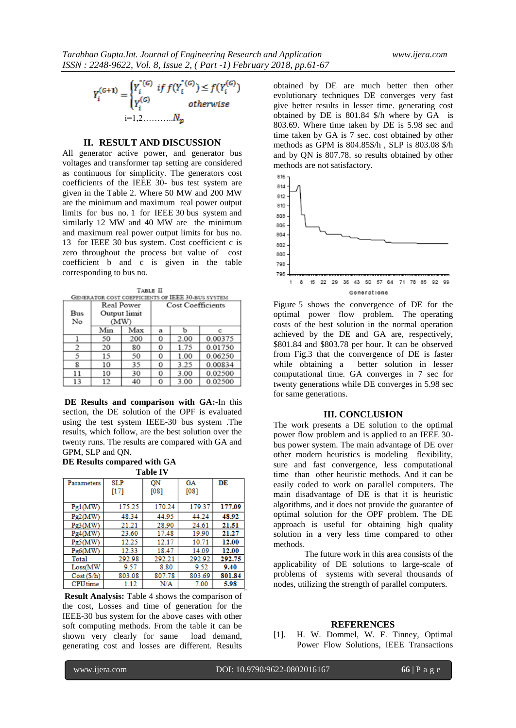$$Y_i^{(G+1)} = \begin{cases} Y_i^{''(G)} & if\ f(Y_i^{''(G)}) \le f(Y_i^{(G)}) \\ Y_i^{(G)} & otherwise \end{cases}$$

$$i=1,2..........N_p$$

## II. RESULT AND DISCUSSION

All generator active power, and generator bus voltages and transformer tap setting are considered as continuous for simplicity. The generators cost coefficients of the IEEE 30- bus test system are given in the Table 2. Where 50 MW and 200 MW are the minimum and maximum real power output limits for bus no. 1 for IEEE 30 bus system and similarly 12 MW and 40 MW are the minimum and maximum real power output limits for bus no. 13 for IEEE 30 bus system. Cost coefficient c is zero throughout the process but value of cost coefficient b and c is given in the table corresponding to bus no.

TABLE II
GENERATOR COST COEFFICIENTS OF IEEE 30-BUS SYSTEM

| Bus No | Real Power Output limit (MW) | | Cost Coefficients | | |
|---|---|---|---|---|---|
| | Min | Max | a | b | c |
| 1 | 50 | 200 | 0 | 2.00 | 0.00375 |
| 2 | 20 | 80 | 0 | 1.75 | 0.01750 |
| 5 | 15 | 50 | 0 | 1.00 | 0.06250 |
| 8 | 10 | 35 | 0 | 3.25 | 0.00834 |
| 11 | 10 | 30 | 0 | 3.00 | 0.02500 |
| 13 | 12 | 40 | 0 | 3.00 | 0.02500 |

**DE Results and comparison with GA:-**In this section, the DE solution of the OPF is evaluated using the test system IEEE-30 bus system .The results, which follow, are the best solution over the twenty runs. The results are compared with GA and GPM, SLP and QN.

**DE Results compared with GA**

**Table IV**

| Parameters | SLP [17] | QN [08] | GA [08] | DE |
|---|---|---|---|---|
| Pg1(MW) | 175.25 | 170.24 | 179.37 | **177.09** |
| Pg2(MW) | 48.34 | 44.95 | 44.24 | **48.92** |
| Pg3(MW) | 21.21 | 28.90 | 24.61 | **21.51** |
| Pg4(MW) | 23.60 | 17.48 | 19.90 | **21.27** |
| Pg5(MW) | 12.25 | 12.17 | 10.71 | **12.00** |
| Pg6(MW) | 12.33 | 18.47 | 14.09 | **12.00** |
| Total | 292.98 | 292.21 | 292.92 | **292.75** |
| Loss(MW | 9.57 | 8.80 | 9.52 | **9.40** |
| Cost ($/h) | 803.08 | 807.78 | 803.69 | **801.84** |
| CPU time | 1.12 | N/A | 7.00 | **5.98** |

**Result Analysis:** Table 4 shows the comparison of the cost, Losses and time of generation for the IEEE-30 bus system for the above cases with other soft computing methods. From the table it can be shown very clearly for same load demand, generating cost and losses are different. Results obtained by DE are much better then other evolutionary techniques DE converges very fast give better results in lesser time. generating cost obtained by DE is 801.84 $/h where by GA is 803.69. Where time taken by DE is 5.98 sec and time taken by GA is 7 sec. cost obtained by other methods as GPM is 804.85$/h , SLP is 803.08 $/h and by QN is 807.78. so results obtained by other methods are not satisfactory.

Figure 5 shows the convergence of DE for the optimal power flow problem. The operating costs of the best solution in the normal operation achieved by the DE and GA are, respectively, $801.84 and $803.78 per hour. It can be observed from Fig.3 that the convergence of DE is faster while obtaining a better solution in lesser computational time. GA converges in 7 sec for twenty generations while DE converges in 5.98 sec for same generations.

## III. CONCLUSION

The work presents a DE solution to the optimal power flow problem and is applied to an IEEE 30-bus power system. The main advantage of DE over other modern heuristics is modeling flexibility, sure and fast convergence, less computational time than other heuristic methods. And it can be easily coded to work on parallel computers. The main disadvantage of DE is that it is heuristic algorithms, and it does not provide the guarantee of optimal solution for the OPF problem. The DE approach is useful for obtaining high quality solution in a very less time compared to other methods.

The future work in this area consists of the applicability of DE solutions to large-scale of problems of systems with several thousands of nodes, utilizing the strength of parallel computers.

## REFERENCES

[1]. H. W. Dommel, W. F. Tinney, Optimal Power Flow Solutions, IEEE Transactions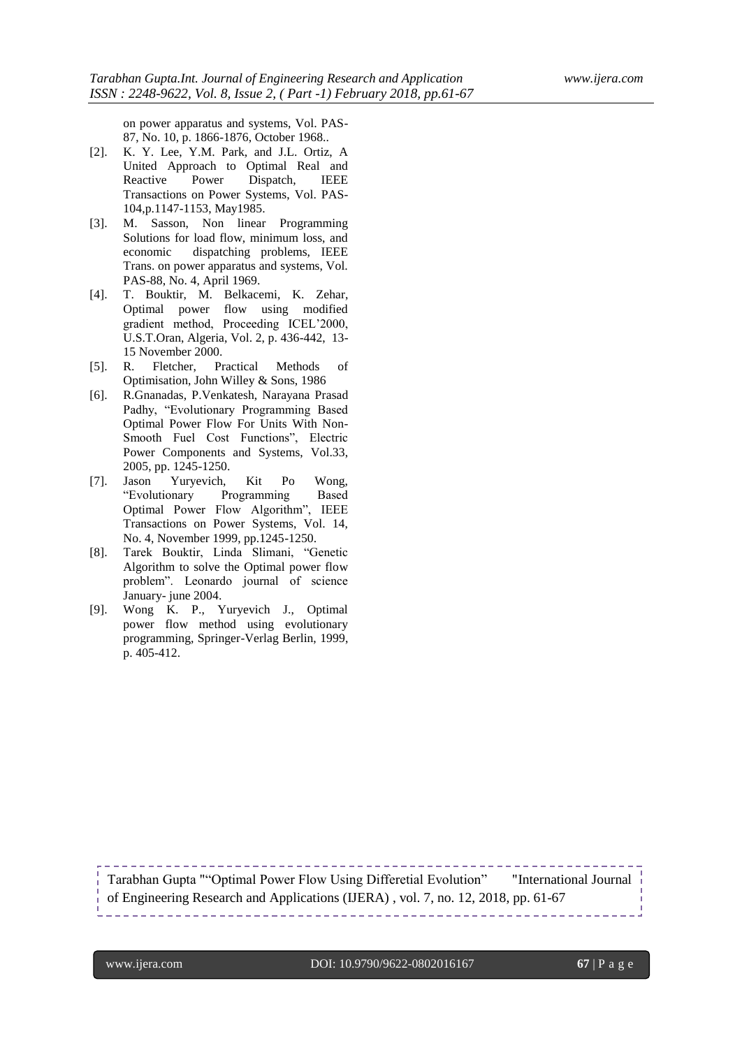on power apparatus and systems, Vol. PAS-87, No. 10, p. 1866-1876, October 1968..

[2]. K. Y. Lee, Y.M. Park, and J.L. Ortiz, A United Approach to Optimal Real and Reactive Power Dispatch, IEEE Transactions on Power Systems, Vol. PAS-104,p.1147-1153, May1985.

[3]. M. Sasson, Non linear Programming Solutions for load flow, minimum loss, and economic dispatching problems, IEEE Trans. on power apparatus and systems, Vol. PAS-88, No. 4, April 1969.

[4]. T. Bouktir, M. Belkacemi, K. Zehar, Optimal power flow using modified gradient method, Proceeding ICEL'2000, U.S.T.Oran, Algeria, Vol. 2, p. 436-442, 13-15 November 2000.

[5]. R. Fletcher, Practical Methods of Optimisation, John Willey & Sons, 1986

[6]. R.Gnanadas, P.Venkatesh, Narayana Prasad Padhy, "Evolutionary Programming Based Optimal Power Flow For Units With Non-Smooth Fuel Cost Functions", Electric Power Components and Systems, Vol.33, 2005, pp. 1245-1250.

[7]. Jason Yuryevich, Kit Po Wong, "Evolutionary Programming Based Optimal Power Flow Algorithm", IEEE Transactions on Power Systems, Vol. 14, No. 4, November 1999, pp.1245-1250.

[8]. Tarek Bouktir, Linda Slimani, "Genetic Algorithm to solve the Optimal power flow problem". Leonardo journal of science January- june 2004.

[9]. Wong K. P., Yuryevich J., Optimal power flow method using evolutionary programming, Springer-Verlag Berlin, 1999, p. 405-412.

Tarabhan Gupta "“Optimal Power Flow Using Differetial Evolution” "International Journal of Engineering Research and Applications (IJERA) , vol. 7, no. 12, 2018, pp. 61-67